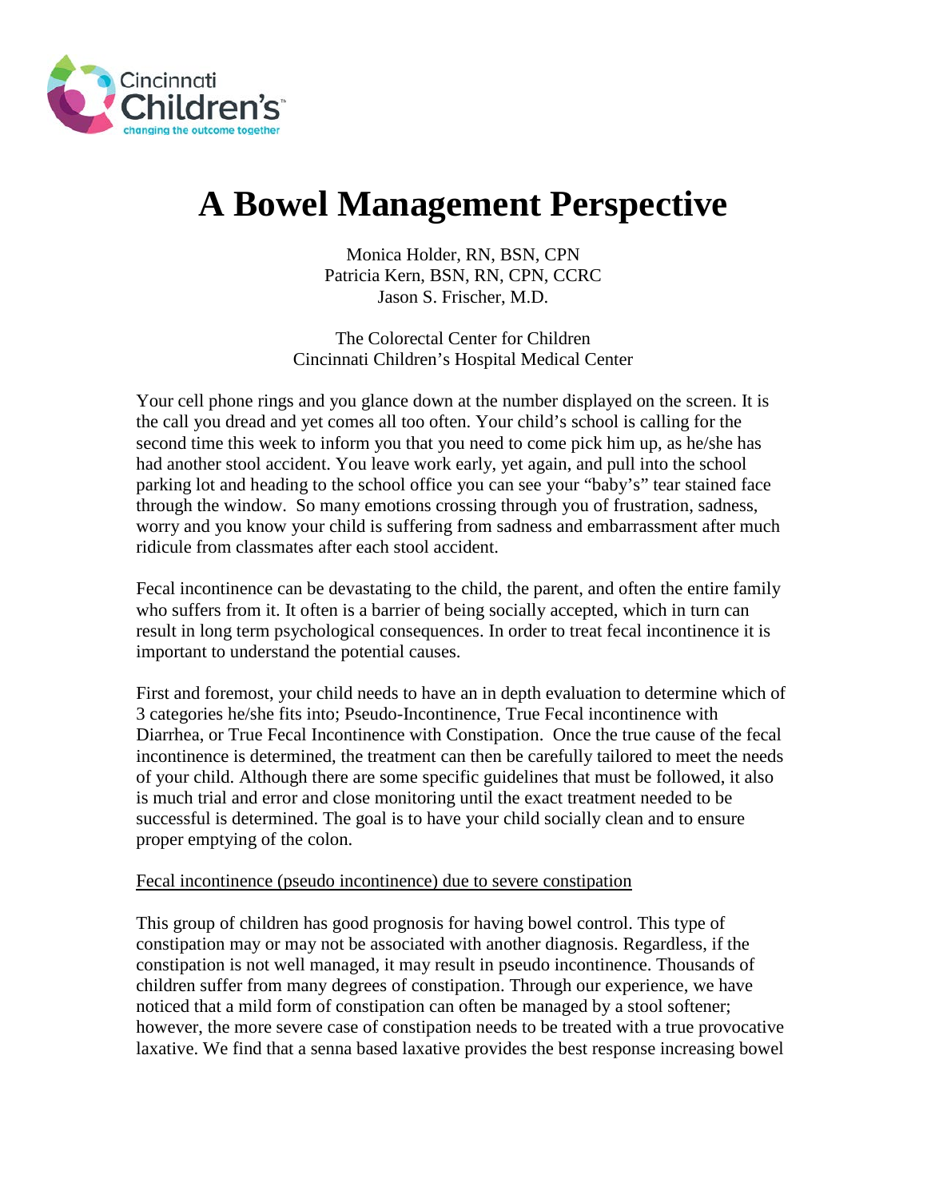# A Bowel Management Perspective

Monica Holder, RN, BSN, CPN
Patricia Kern, BSN, RN, CPN, CCRC
Jason S. Frischer, M.D.

The Colorectal Center for Children
Cincinnati Children's Hospital Medical Center

Your cell phone rings and you glance down at the number displayed on the screen. It is the call you dread and yet comes all too often. Your child's school is calling for the second time this week to inform you that you need to come pick him up, as he/she has had another stool accident. You leave work early, yet again, and pull into the school parking lot and heading to the school office you can see your "baby's" tear stained face through the window. So many emotions crossing through you of frustration, sadness, worry and you know your child is suffering from sadness and embarrassment after much ridicule from classmates after each stool accident.

Fecal incontinence can be devastating to the child, the parent, and often the entire family who suffers from it. It often is a barrier of being socially accepted, which in turn can result in long term psychological consequences. In order to treat fecal incontinence it is important to understand the potential causes.

First and foremost, your child needs to have an in depth evaluation to determine which of 3 categories he/she fits into; Pseudo-Incontinence, True Fecal incontinence with Diarrhea, or True Fecal Incontinence with Constipation. Once the true cause of the fecal incontinence is determined, the treatment can then be carefully tailored to meet the needs of your child. Although there are some specific guidelines that must be followed, it also is much trial and error and close monitoring until the exact treatment needed to be successful is determined. The goal is to have your child socially clean and to ensure proper emptying of the colon.

<u>Fecal incontinence (pseudo incontinence) due to severe constipation</u>

This group of children has good prognosis for having bowel control. This type of constipation may or may not be associated with another diagnosis. Regardless, if the constipation is not well managed, it may result in pseudo incontinence. Thousands of children suffer from many degrees of constipation. Through our experience, we have noticed that a mild form of constipation can often be managed by a stool softener; however, the more severe case of constipation needs to be treated with a true provocative laxative. We find that a senna based laxative provides the best response increasing bowel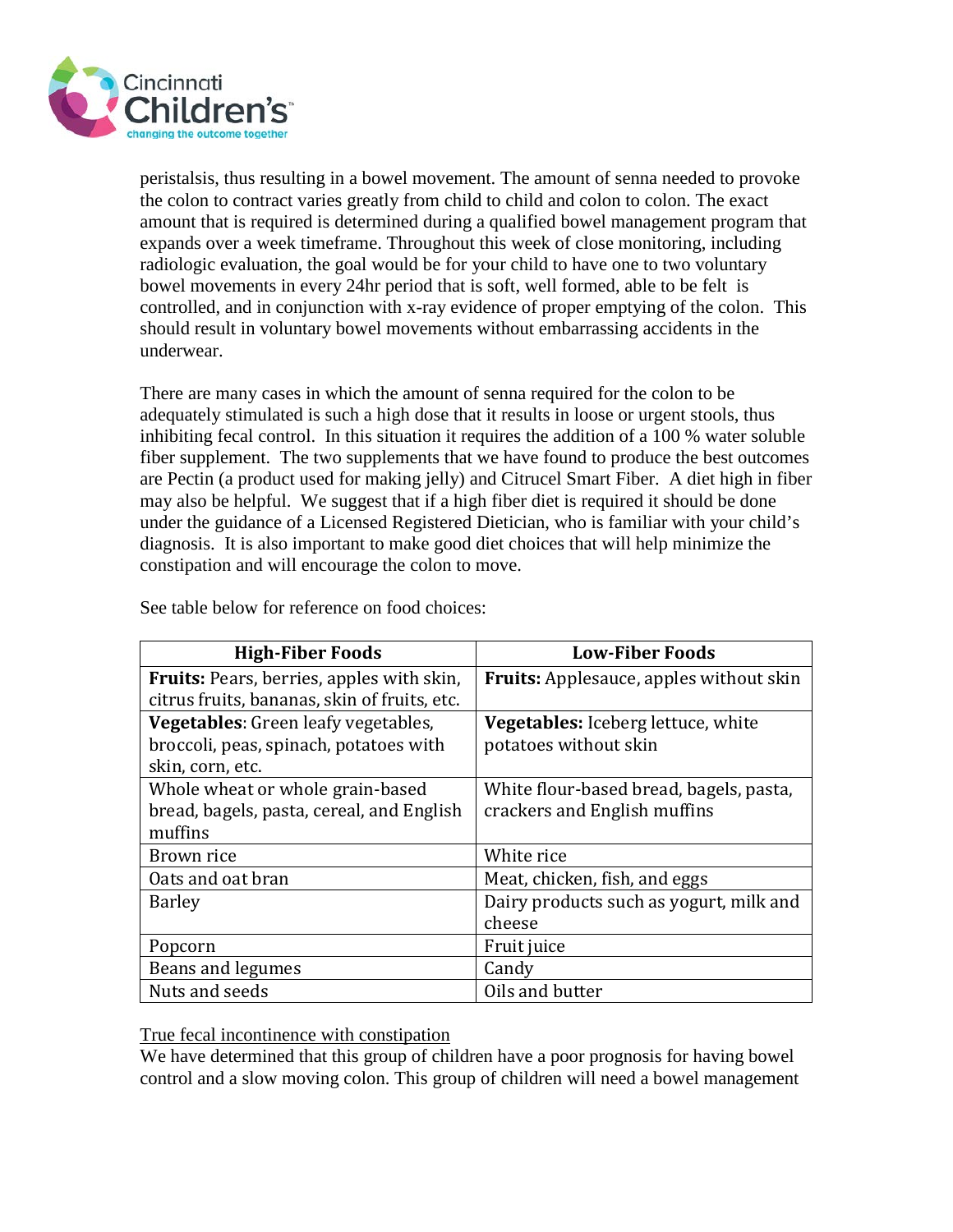peristalsis, thus resulting in a bowel movement. The amount of senna needed to provoke the colon to contract varies greatly from child to child and colon to colon. The exact amount that is required is determined during a qualified bowel management program that expands over a week timeframe. Throughout this week of close monitoring, including radiologic evaluation, the goal would be for your child to have one to two voluntary bowel movements in every 24hr period that is soft, well formed, able to be felt is controlled, and in conjunction with x-ray evidence of proper emptying of the colon. This should result in voluntary bowel movements without embarrassing accidents in the underwear.

There are many cases in which the amount of senna required for the colon to be adequately stimulated is such a high dose that it results in loose or urgent stools, thus inhibiting fecal control. In this situation it requires the addition of a 100 % water soluble fiber supplement. The two supplements that we have found to produce the best outcomes are Pectin (a product used for making jelly) and Citrucel Smart Fiber. A diet high in fiber may also be helpful. We suggest that if a high fiber diet is required it should be done under the guidance of a Licensed Registered Dietician, who is familiar with your child's diagnosis. It is also important to make good diet choices that will help minimize the constipation and will encourage the colon to move.

See table below for reference on food choices:

| High-Fiber Foods | Low-Fiber Foods |
|---|---|
| **Fruits:** Pears, berries, apples with skin, citrus fruits, bananas, skin of fruits, etc. | **Fruits:** Applesauce, apples without skin |
| **Vegetables**: Green leafy vegetables, broccoli, peas, spinach, potatoes with skin, corn, etc. | **Vegetables:** Iceberg lettuce, white potatoes without skin |
| Whole wheat or whole grain-based bread, bagels, pasta, cereal, and English muffins | White flour-based bread, bagels, pasta, crackers and English muffins |
| Brown rice | White rice |
| Oats and oat bran | Meat, chicken, fish, and eggs |
| Barley | Dairy products such as yogurt, milk and cheese |
| Popcorn | Fruit juice |
| Beans and legumes | Candy |
| Nuts and seeds | Oils and butter |

<u>True fecal incontinence with constipation</u>

We have determined that this group of children have a poor prognosis for having bowel control and a slow moving colon. This group of children will need a bowel management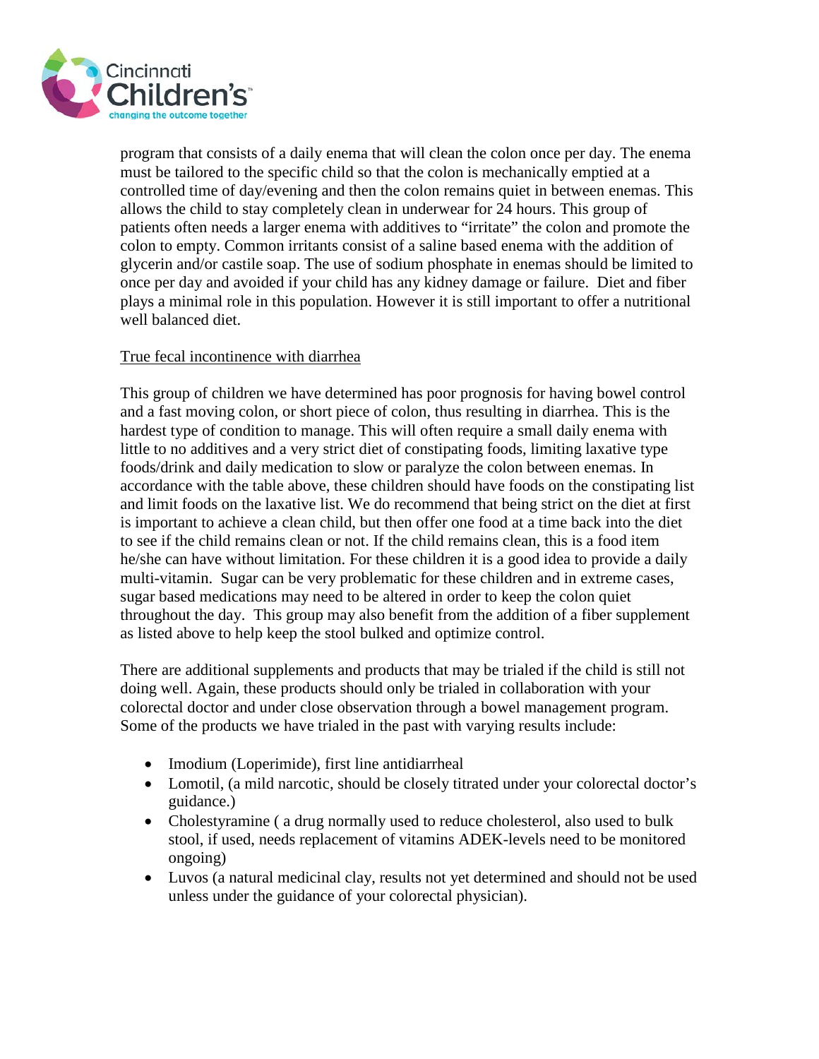program that consists of a daily enema that will clean the colon once per day. The enema must be tailored to the specific child so that the colon is mechanically emptied at a controlled time of day/evening and then the colon remains quiet in between enemas. This allows the child to stay completely clean in underwear for 24 hours. This group of patients often needs a larger enema with additives to "irritate" the colon and promote the colon to empty. Common irritants consist of a saline based enema with the addition of glycerin and/or castile soap. The use of sodium phosphate in enemas should be limited to once per day and avoided if your child has any kidney damage or failure. Diet and fiber plays a minimal role in this population. However it is still important to offer a nutritional well balanced diet.

<u>True fecal incontinence with diarrhea</u>

This group of children we have determined has poor prognosis for having bowel control and a fast moving colon, or short piece of colon, thus resulting in diarrhea. This is the hardest type of condition to manage. This will often require a small daily enema with little to no additives and a very strict diet of constipating foods, limiting laxative type foods/drink and daily medication to slow or paralyze the colon between enemas. In accordance with the table above, these children should have foods on the constipating list and limit foods on the laxative list. We do recommend that being strict on the diet at first is important to achieve a clean child, but then offer one food at a time back into the diet to see if the child remains clean or not. If the child remains clean, this is a food item he/she can have without limitation. For these children it is a good idea to provide a daily multi-vitamin. Sugar can be very problematic for these children and in extreme cases, sugar based medications may need to be altered in order to keep the colon quiet throughout the day. This group may also benefit from the addition of a fiber supplement as listed above to help keep the stool bulked and optimize control.

There are additional supplements and products that may be trialed if the child is still not doing well. Again, these products should only be trialed in collaboration with your colorectal doctor and under close observation through a bowel management program. Some of the products we have trialed in the past with varying results include:

- Imodium (Loperimide), first line antidiarrheal
- Lomotil, (a mild narcotic, should be closely titrated under your colorectal doctor's guidance.)
- Cholestyramine ( a drug normally used to reduce cholesterol, also used to bulk stool, if used, needs replacement of vitamins ADEK-levels need to be monitored ongoing)
- Luvos (a natural medicinal clay, results not yet determined and should not be used unless under the guidance of your colorectal physician).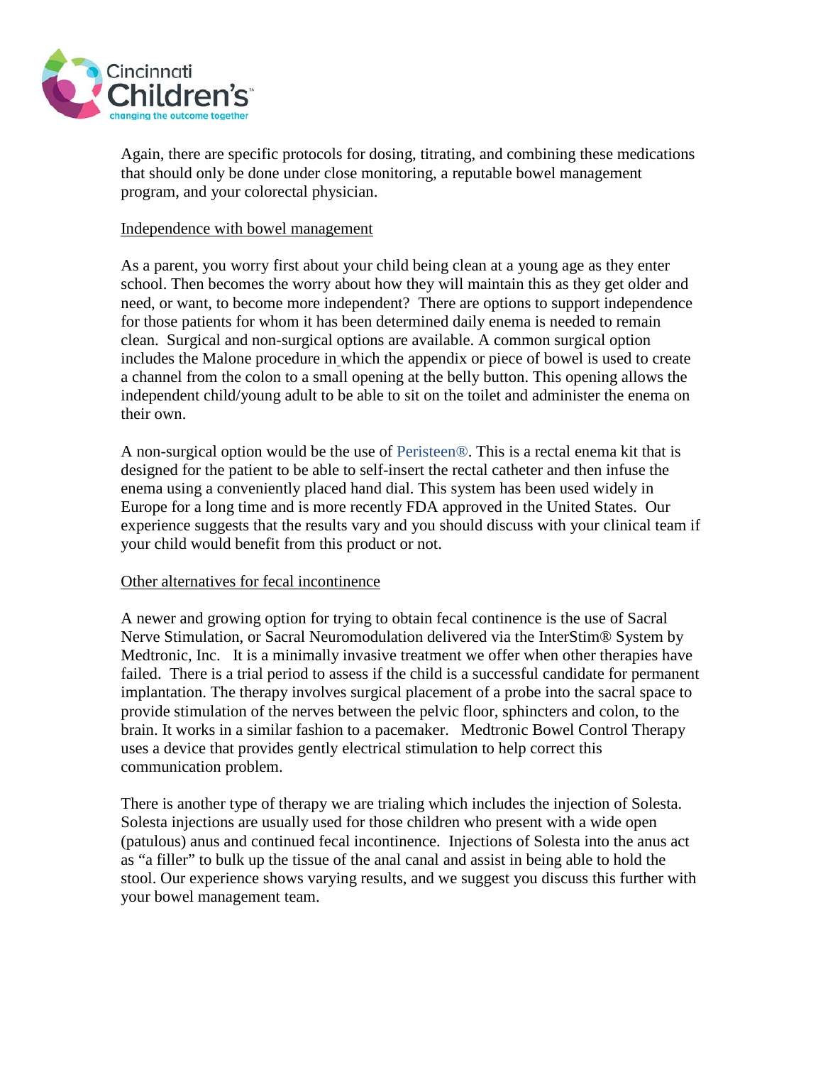Again, there are specific protocols for dosing, titrating, and combining these medications that should only be done under close monitoring, a reputable bowel management program, and your colorectal physician.

<u>Independence with bowel management</u>

As a parent, you worry first about your child being clean at a young age as they enter school. Then becomes the worry about how they will maintain this as they get older and need, or want, to become more independent? There are options to support independence for those patients for whom it has been determined daily enema is needed to remain clean. Surgical and non-surgical options are available. A common surgical option includes the Malone procedure in which the appendix or piece of bowel is used to create a channel from the colon to a small opening at the belly button. This opening allows the independent child/young adult to be able to sit on the toilet and administer the enema on their own.

A non-surgical option would be the use of Peristeen®. This is a rectal enema kit that is designed for the patient to be able to self-insert the rectal catheter and then infuse the enema using a conveniently placed hand dial. This system has been used widely in Europe for a long time and is more recently FDA approved in the United States. Our experience suggests that the results vary and you should discuss with your clinical team if your child would benefit from this product or not.

<u>Other alternatives for fecal incontinence</u>

A newer and growing option for trying to obtain fecal continence is the use of Sacral Nerve Stimulation, or Sacral Neuromodulation delivered via the InterStim® System by Medtronic, Inc. It is a minimally invasive treatment we offer when other therapies have failed. There is a trial period to assess if the child is a successful candidate for permanent implantation. The therapy involves surgical placement of a probe into the sacral space to provide stimulation of the nerves between the pelvic floor, sphincters and colon, to the brain. It works in a similar fashion to a pacemaker. Medtronic Bowel Control Therapy uses a device that provides gently electrical stimulation to help correct this communication problem.

There is another type of therapy we are trialing which includes the injection of Solesta. Solesta injections are usually used for those children who present with a wide open (patulous) anus and continued fecal incontinence. Injections of Solesta into the anus act as "a filler" to bulk up the tissue of the anal canal and assist in being able to hold the stool. Our experience shows varying results, and we suggest you discuss this further with your bowel management team.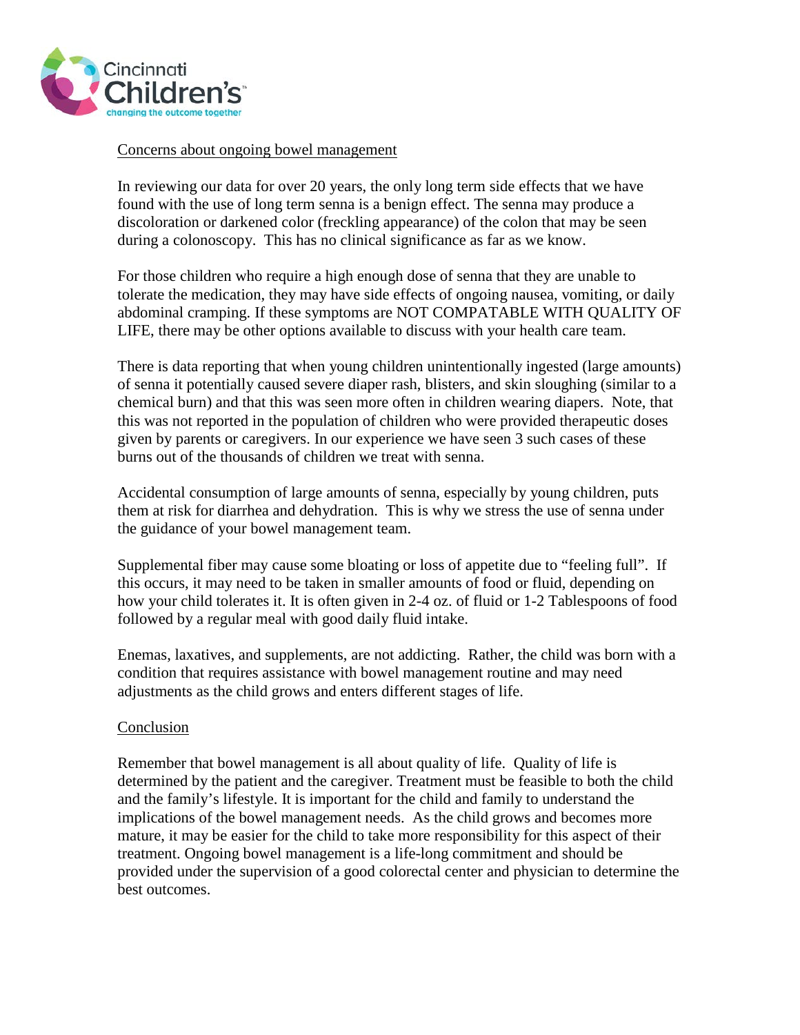<u>Concerns about ongoing bowel management</u>

In reviewing our data for over 20 years, the only long term side effects that we have found with the use of long term senna is a benign effect. The senna may produce a discoloration or darkened color (freckling appearance) of the colon that may be seen during a colonoscopy. This has no clinical significance as far as we know.

For those children who require a high enough dose of senna that they are unable to tolerate the medication, they may have side effects of ongoing nausea, vomiting, or daily abdominal cramping. If these symptoms are NOT COMPATABLE WITH QUALITY OF LIFE, there may be other options available to discuss with your health care team.

There is data reporting that when young children unintentionally ingested (large amounts) of senna it potentially caused severe diaper rash, blisters, and skin sloughing (similar to a chemical burn) and that this was seen more often in children wearing diapers. Note, that this was not reported in the population of children who were provided therapeutic doses given by parents or caregivers. In our experience we have seen 3 such cases of these burns out of the thousands of children we treat with senna.

Accidental consumption of large amounts of senna, especially by young children, puts them at risk for diarrhea and dehydration. This is why we stress the use of senna under the guidance of your bowel management team.

Supplemental fiber may cause some bloating or loss of appetite due to "feeling full". If this occurs, it may need to be taken in smaller amounts of food or fluid, depending on how your child tolerates it. It is often given in 2-4 oz. of fluid or 1-2 Tablespoons of food followed by a regular meal with good daily fluid intake.

Enemas, laxatives, and supplements, are not addicting. Rather, the child was born with a condition that requires assistance with bowel management routine and may need adjustments as the child grows and enters different stages of life.

<u>Conclusion</u>

Remember that bowel management is all about quality of life. Quality of life is determined by the patient and the caregiver. Treatment must be feasible to both the child and the family's lifestyle. It is important for the child and family to understand the implications of the bowel management needs. As the child grows and becomes more mature, it may be easier for the child to take more responsibility for this aspect of their treatment. Ongoing bowel management is a life-long commitment and should be provided under the supervision of a good colorectal center and physician to determine the best outcomes.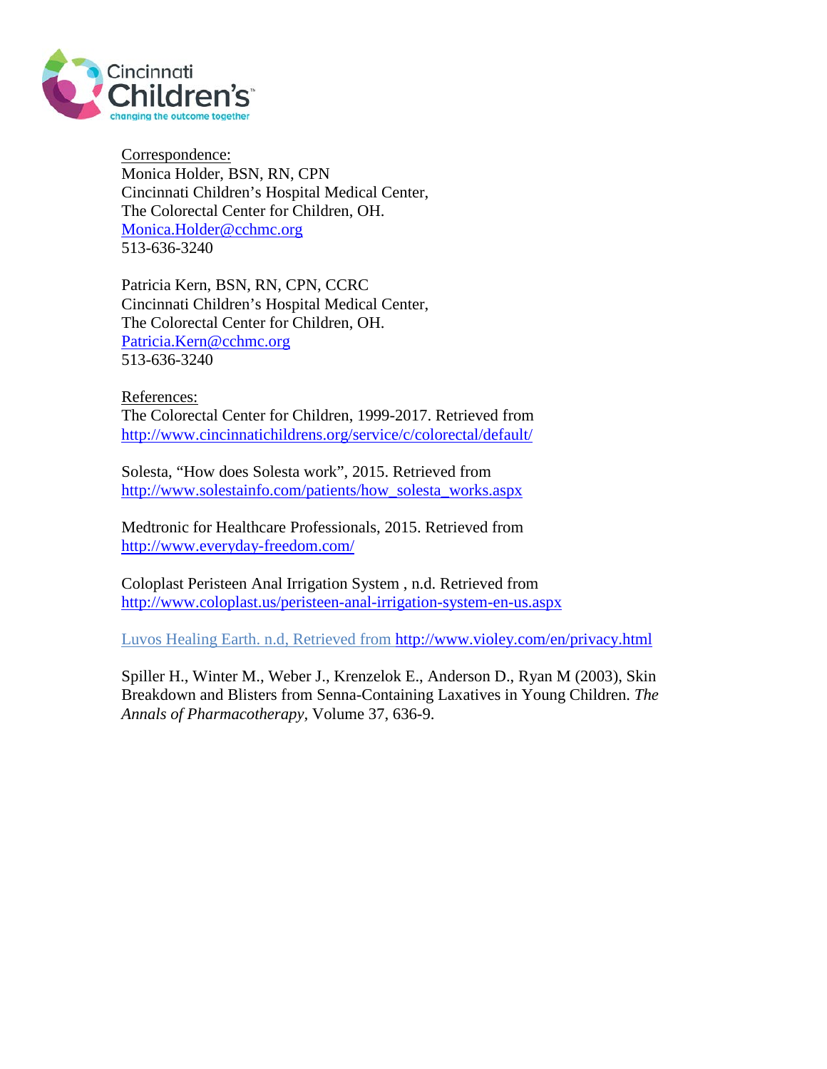Cincinnati Children's
changing the outcome together

Correspondence:
Monica Holder, BSN, RN, CPN
Cincinnati Children's Hospital Medical Center,
The Colorectal Center for Children, OH.
Monica.Holder@cchmc.org
513-636-3240

Patricia Kern, BSN, RN, CPN, CCRC
Cincinnati Children's Hospital Medical Center,
The Colorectal Center for Children, OH.
Patricia.Kern@cchmc.org
513-636-3240

References:
The Colorectal Center for Children, 1999-2017. Retrieved from
http://www.cincinnatichildrens.org/service/c/colorectal/default/

Solesta, "How does Solesta work", 2015. Retrieved from
http://www.solestainfo.com/patients/how_solesta_works.aspx

Medtronic for Healthcare Professionals, 2015. Retrieved from
http://www.everyday-freedom.com/

Coloplast Peristeen Anal Irrigation System , n.d. Retrieved from
http://www.coloplast.us/peristeen-anal-irrigation-system-en-us.aspx

Luvos Healing Earth. n.d, Retrieved from http://www.violey.com/en/privacy.html

Spiller H., Winter M., Weber J., Krenzelok E., Anderson D., Ryan M (2003), Skin Breakdown and Blisters from Senna-Containing Laxatives in Young Children. *The Annals of Pharmacotherapy*, Volume 37, 636-9.